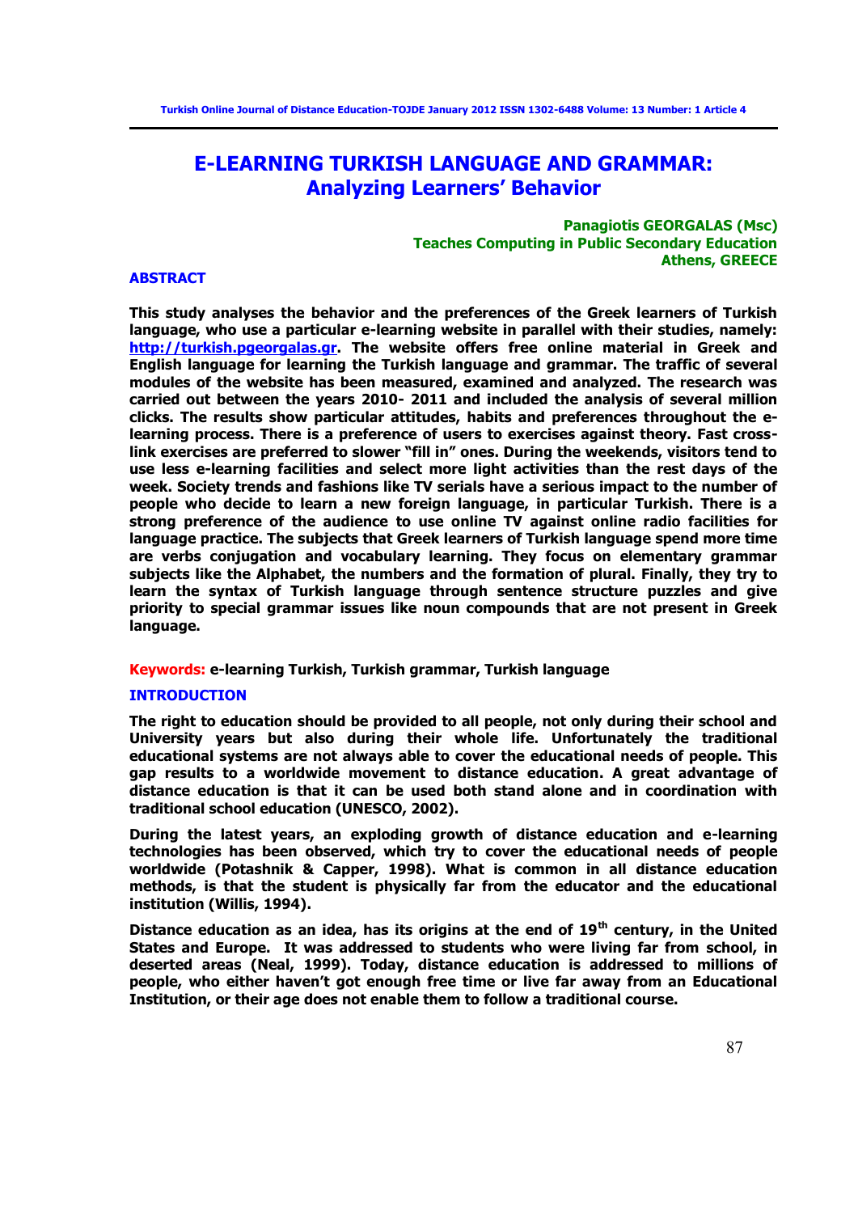# E-LEARNING TURKISH LANGUAGE AND GRAMMAR: Analyzing Learners' Behavior

**Panagiotis GEORGALAS (Msc)**
**Teaches Computing in Public Secondary Education**
**Athens, GREECE**

## ABSTRACT

**This study analyses the behavior and the preferences of the Greek learners of Turkish language, who use a particular e-learning website in parallel with their studies, namely: http://turkish.pgeorgalas.gr. The website offers free online material in Greek and English language for learning the Turkish language and grammar. The traffic of several modules of the website has been measured, examined and analyzed. The research was carried out between the years 2010- 2011 and included the analysis of several million clicks. The results show particular attitudes, habits and preferences throughout the e-learning process. There is a preference of users to exercises against theory. Fast cross-link exercises are preferred to slower "fill in" ones. During the weekends, visitors tend to use less e-learning facilities and select more light activities than the rest days of the week. Society trends and fashions like TV serials have a serious impact to the number of people who decide to learn a new foreign language, in particular Turkish. There is a strong preference of the audience to use online TV against online radio facilities for language practice. The subjects that Greek learners of Turkish language spend more time are verbs conjugation and vocabulary learning. They focus on elementary grammar subjects like the Alphabet, the numbers and the formation of plural. Finally, they try to learn the syntax of Turkish language through sentence structure puzzles and give priority to special grammar issues like noun compounds that are not present in Greek language.**

**Keywords:** **e-learning Turkish, Turkish grammar, Turkish language**

## INTRODUCTION

**The right to education should be provided to all people, not only during their school and University years but also during their whole life. Unfortunately the traditional educational systems are not always able to cover the educational needs of people. This gap results to a worldwide movement to distance education. A great advantage of distance education is that it can be used both stand alone and in coordination with traditional school education (UNESCO, 2002).**

**During the latest years, an exploding growth of distance education and e-learning technologies has been observed, which try to cover the educational needs of people worldwide (Potashnik & Capper, 1998). What is common in all distance education methods, is that the student is physically far from the educator and the educational institution (Willis, 1994).**

**Distance education as an idea, has its origins at the end of 19th century, in the United States and Europe. It was addressed to students who were living far from school, in deserted areas (Neal, 1999). Today, distance education is addressed to millions of people, who either haven't got enough free time or live far away from an Educational Institution, or their age does not enable them to follow a traditional course.**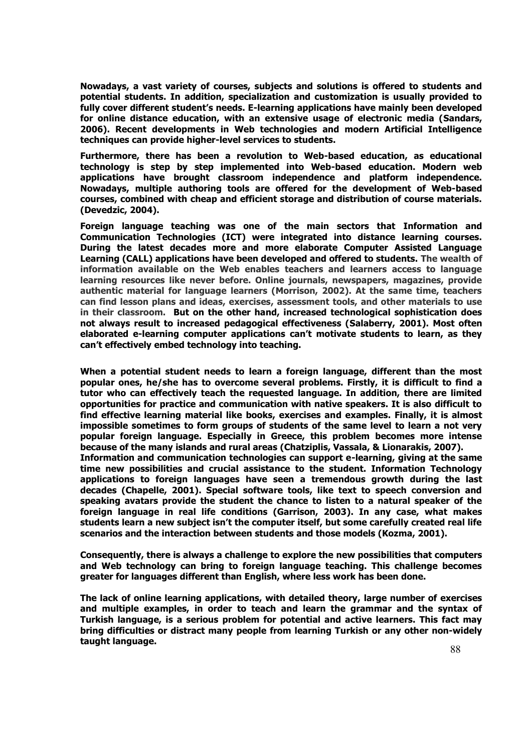**Nowadays, a vast variety of courses, subjects and solutions is offered to students and potential students. In addition, specialization and customization is usually provided to fully cover different student's needs. E-learning applications have mainly been developed for online distance education, with an extensive usage of electronic media (Sandars, 2006). Recent developments in Web technologies and modern Artificial Intelligence techniques can provide higher-level services to students.**

**Furthermore, there has been a revolution to Web-based education, as educational technology is step by step implemented into Web-based education. Modern web applications have brought classroom independence and platform independence. Nowadays, multiple authoring tools are offered for the development of Web-based courses, combined with cheap and efficient storage and distribution of course materials. (Devedzic, 2004).**

**Foreign language teaching was one of the main sectors that Information and Communication Technologies (ICT) were integrated into distance learning courses. During the latest decades more and more elaborate Computer Assisted Language Learning (CALL) applications have been developed and offered to students. The wealth of information available on the Web enables teachers and learners access to language learning resources like never before. Online journals, newspapers, magazines, provide authentic material for language learners (Morrison, 2002). At the same time, teachers can find lesson plans and ideas, exercises, assessment tools, and other materials to use in their classroom. But on the other hand, increased technological sophistication does not always result to increased pedagogical effectiveness (Salaberry, 2001). Most often elaborated e-learning computer applications can't motivate students to learn, as they can't effectively embed technology into teaching.**

**When a potential student needs to learn a foreign language, different than the most popular ones, he/she has to overcome several problems. Firstly, it is difficult to find a tutor who can effectively teach the requested language. In addition, there are limited opportunities for practice and communication with native speakers. It is also difficult to find effective learning material like books, exercises and examples. Finally, it is almost impossible sometimes to form groups of students of the same level to learn a not very popular foreign language. Especially in Greece, this problem becomes more intense because of the many islands and rural areas (Chatziplis, Vassala, & Lionarakis, 2007).**
**Information and communication technologies can support e-learning, giving at the same time new possibilities and crucial assistance to the student. Information Technology applications to foreign languages have seen a tremendous growth during the last decades (Chapelle, 2001). Special software tools, like text to speech conversion and speaking avatars provide the student the chance to listen to a natural speaker of the foreign language in real life conditions (Garrison, 2003). In any case, what makes students learn a new subject isn't the computer itself, but some carefully created real life scenarios and the interaction between students and those models (Kozma, 2001).**

**Consequently, there is always a challenge to explore the new possibilities that computers and Web technology can bring to foreign language teaching. This challenge becomes greater for languages different than English, where less work has been done.**

**The lack of online learning applications, with detailed theory, large number of exercises and multiple examples, in order to teach and learn the grammar and the syntax of Turkish language, is a serious problem for potential and active learners. This fact may bring difficulties or distract many people from learning Turkish or any other non-widely taught language.**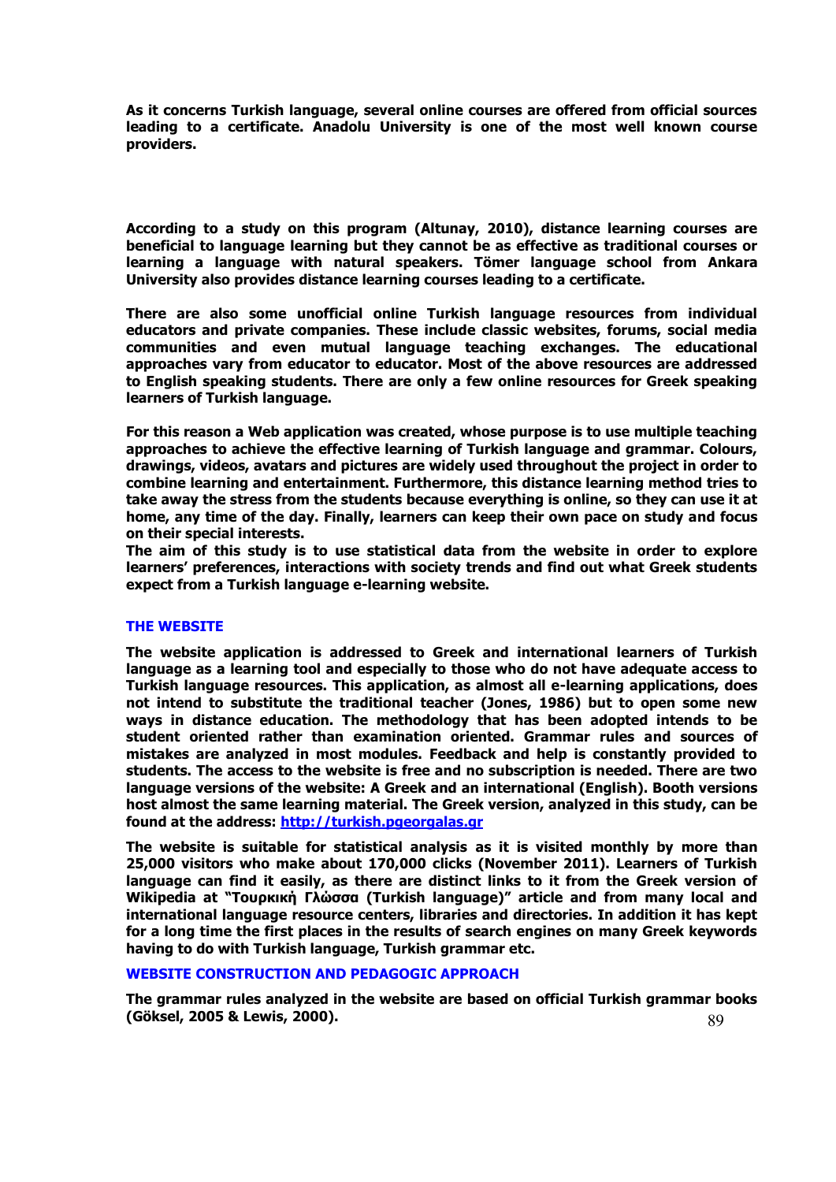As it concerns Turkish language, several online courses are offered from official sources leading to a certificate. Anadolu University is one of the most well known course providers.

According to a study on this program (Altunay, 2010), distance learning courses are beneficial to language learning but they cannot be as effective as traditional courses or learning a language with natural speakers. Tömer language school from Ankara University also provides distance learning courses leading to a certificate.

There are also some unofficial online Turkish language resources from individual educators and private companies. These include classic websites, forums, social media communities and even mutual language teaching exchanges. The educational approaches vary from educator to educator. Most of the above resources are addressed to English speaking students. There are only a few online resources for Greek speaking learners of Turkish language.

For this reason a Web application was created, whose purpose is to use multiple teaching approaches to achieve the effective learning of Turkish language and grammar. Colours, drawings, videos, avatars and pictures are widely used throughout the project in order to combine learning and entertainment. Furthermore, this distance learning method tries to take away the stress from the students because everything is online, so they can use it at home, any time of the day. Finally, learners can keep their own pace on study and focus on their special interests.
The aim of this study is to use statistical data from the website in order to explore learners' preferences, interactions with society trends and find out what Greek students expect from a Turkish language e-learning website.

## THE WEBSITE

The website application is addressed to Greek and international learners of Turkish language as a learning tool and especially to those who do not have adequate access to Turkish language resources. This application, as almost all e-learning applications, does not intend to substitute the traditional teacher (Jones, 1986) but to open some new ways in distance education. The methodology that has been adopted intends to be student oriented rather than examination oriented. Grammar rules and sources of mistakes are analyzed in most modules. Feedback and help is constantly provided to students. The access to the website is free and no subscription is needed. There are two language versions of the website: A Greek and an international (English). Booth versions host almost the same learning material. The Greek version, analyzed in this study, can be found at the address: [http://turkish.pgeorgalas.gr](http://turkish.pgeorgalas.gr)

The website is suitable for statistical analysis as it is visited monthly by more than 25,000 visitors who make about 170,000 clicks (November 2011). Learners of Turkish language can find it easily, as there are distinct links to it from the Greek version of Wikipedia at "Τουρκική Γλώσσα (Turkish language)" article and from many local and international language resource centers, libraries and directories. In addition it has kept for a long time the first places in the results of search engines on many Greek keywords having to do with Turkish language, Turkish grammar etc.

## WEBSITE CONSTRUCTION AND PEDAGOGIC APPROACH

The grammar rules analyzed in the website are based on official Turkish grammar books (Göksel, 2005 & Lewis, 2000).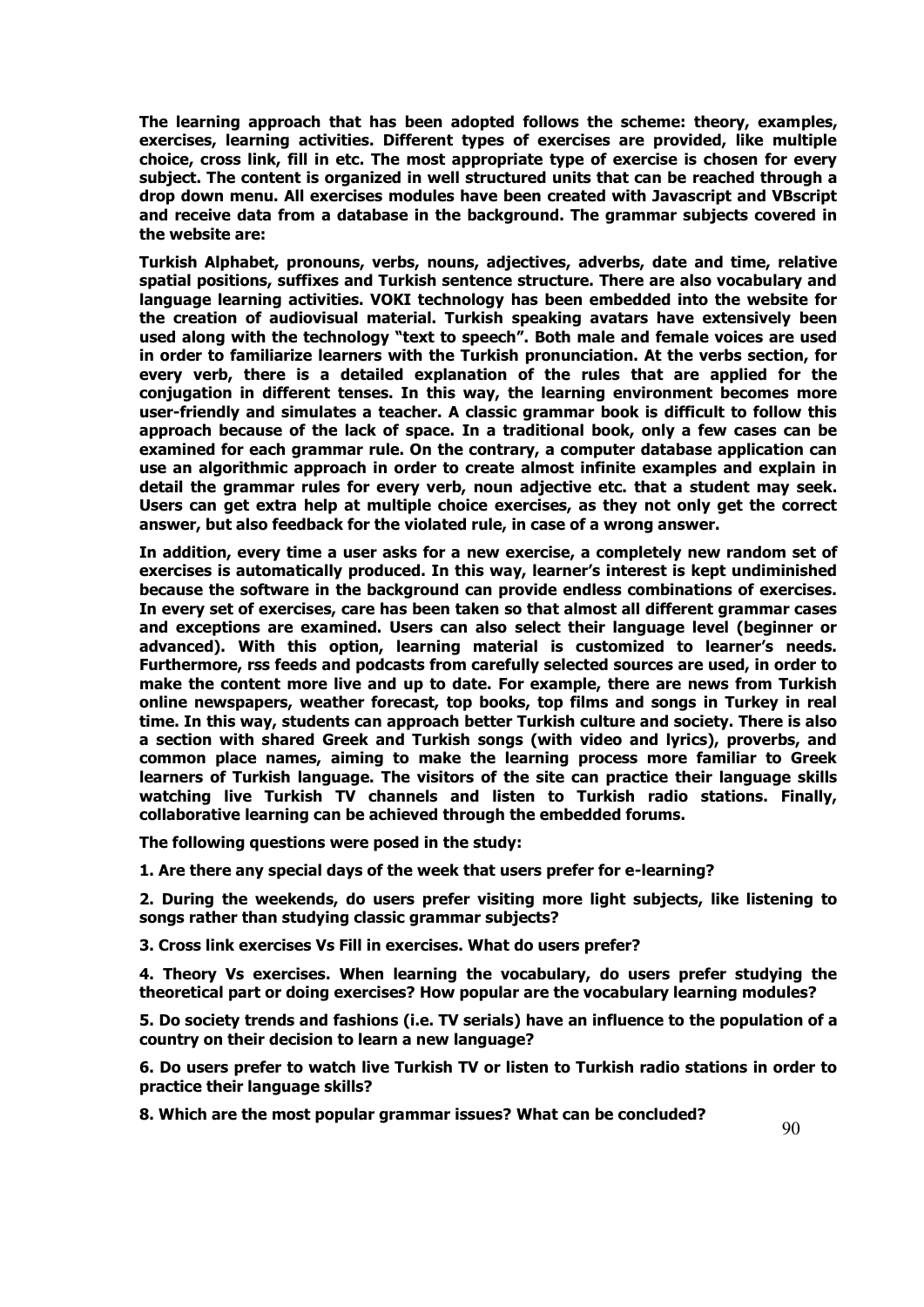**The learning approach that has been adopted follows the scheme: theory, examples, exercises, learning activities. Different types of exercises are provided, like multiple choice, cross link, fill in etc. The most appropriate type of exercise is chosen for every subject. The content is organized in well structured units that can be reached through a drop down menu. All exercises modules have been created with Javascript and VBscript and receive data from a database in the background. The grammar subjects covered in the website are:**

**Turkish Alphabet, pronouns, verbs, nouns, adjectives, adverbs, date and time, relative spatial positions, suffixes and Turkish sentence structure. There are also vocabulary and language learning activities. VOKI technology has been embedded into the website for the creation of audiovisual material. Turkish speaking avatars have extensively been used along with the technology "text to speech". Both male and female voices are used in order to familiarize learners with the Turkish pronunciation. At the verbs section, for every verb, there is a detailed explanation of the rules that are applied for the conjugation in different tenses. In this way, the learning environment becomes more user-friendly and simulates a teacher. A classic grammar book is difficult to follow this approach because of the lack of space. In a traditional book, only a few cases can be examined for each grammar rule. On the contrary, a computer database application can use an algorithmic approach in order to create almost infinite examples and explain in detail the grammar rules for every verb, noun adjective etc. that a student may seek. Users can get extra help at multiple choice exercises, as they not only get the correct answer, but also feedback for the violated rule, in case of a wrong answer.**

**In addition, every time a user asks for a new exercise, a completely new random set of exercises is automatically produced. In this way, learner's interest is kept undiminished because the software in the background can provide endless combinations of exercises. In every set of exercises, care has been taken so that almost all different grammar cases and exceptions are examined. Users can also select their language level (beginner or advanced). With this option, learning material is customized to learner's needs. Furthermore, rss feeds and podcasts from carefully selected sources are used, in order to make the content more live and up to date. For example, there are news from Turkish online newspapers, weather forecast, top books, top films and songs in Turkey in real time. In this way, students can approach better Turkish culture and society. There is also a section with shared Greek and Turkish songs (with video and lyrics), proverbs, and common place names, aiming to make the learning process more familiar to Greek learners of Turkish language. The visitors of the site can practice their language skills watching live Turkish TV channels and listen to Turkish radio stations. Finally, collaborative learning can be achieved through the embedded forums.**

**The following questions were posed in the study:**

**1. Are there any special days of the week that users prefer for e-learning?**

**2. During the weekends, do users prefer visiting more light subjects, like listening to songs rather than studying classic grammar subjects?**

**3. Cross link exercises Vs Fill in exercises. What do users prefer?**

**4. Theory Vs exercises. When learning the vocabulary, do users prefer studying the theoretical part or doing exercises? How popular are the vocabulary learning modules?**

**5. Do society trends and fashions (i.e. TV serials) have an influence to the population of a country on their decision to learn a new language?**

**6. Do users prefer to watch live Turkish TV or listen to Turkish radio stations in order to practice their language skills?**

**8. Which are the most popular grammar issues? What can be concluded?**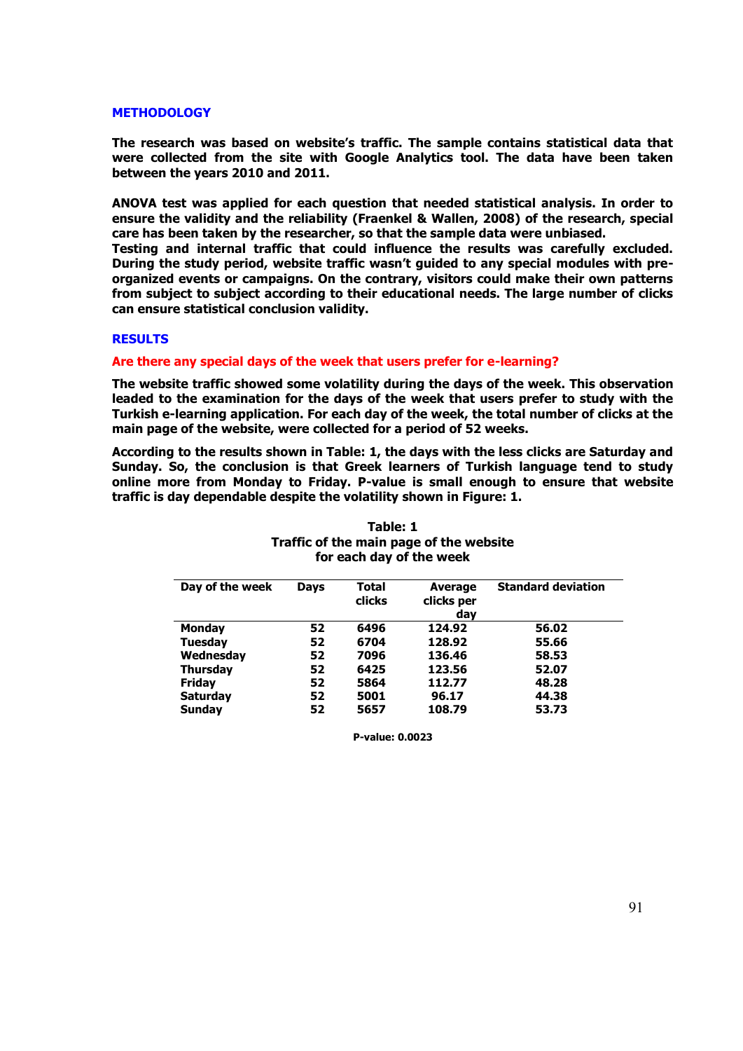## METHODOLOGY

**The research was based on website's traffic. The sample contains statistical data that were collected from the site with Google Analytics tool. The data have been taken between the years 2010 and 2011.**

**ANOVA test was applied for each question that needed statistical analysis. In order to ensure the validity and the reliability (Fraenkel & Wallen, 2008) of the research, special care has been taken by the researcher, so that the sample data were unbiased.**
**Testing and internal traffic that could influence the results was carefully excluded. During the study period, website traffic wasn't guided to any special modules with pre-organized events or campaigns. On the contrary, visitors could make their own patterns from subject to subject according to their educational needs. The large number of clicks can ensure statistical conclusion validity.**

## RESULTS

### Are there any special days of the week that users prefer for e-learning?

**The website traffic showed some volatility during the days of the week. This observation leaded to the examination for the days of the week that users prefer to study with the Turkish e-learning application. For each day of the week, the total number of clicks at the main page of the website, were collected for a period of 52 weeks.**

**According to the results shown in Table: 1, the days with the less clicks are Saturday and Sunday. So, the conclusion is that Greek learners of Turkish language tend to study online more from Monday to Friday. P-value is small enough to ensure that website traffic is day dependable despite the volatility shown in Figure: 1.**

**Table: 1**
**Traffic of the main page of the website for each day of the week**

| Day of the week | Days | Total clicks | Average clicks per day | Standard deviation |
|---|---|---|---|---|
| Monday | 52 | 6496 | 124.92 | 56.02 |
| Tuesday | 52 | 6704 | 128.92 | 55.66 |
| Wednesday | 52 | 7096 | 136.46 | 58.53 |
| Thursday | 52 | 6425 | 123.56 | 52.07 |
| Friday | 52 | 5864 | 112.77 | 48.28 |
| Saturday | 52 | 5001 | 96.17 | 44.38 |
| Sunday | 52 | 5657 | 108.79 | 53.73 |

**P-value: 0.0023**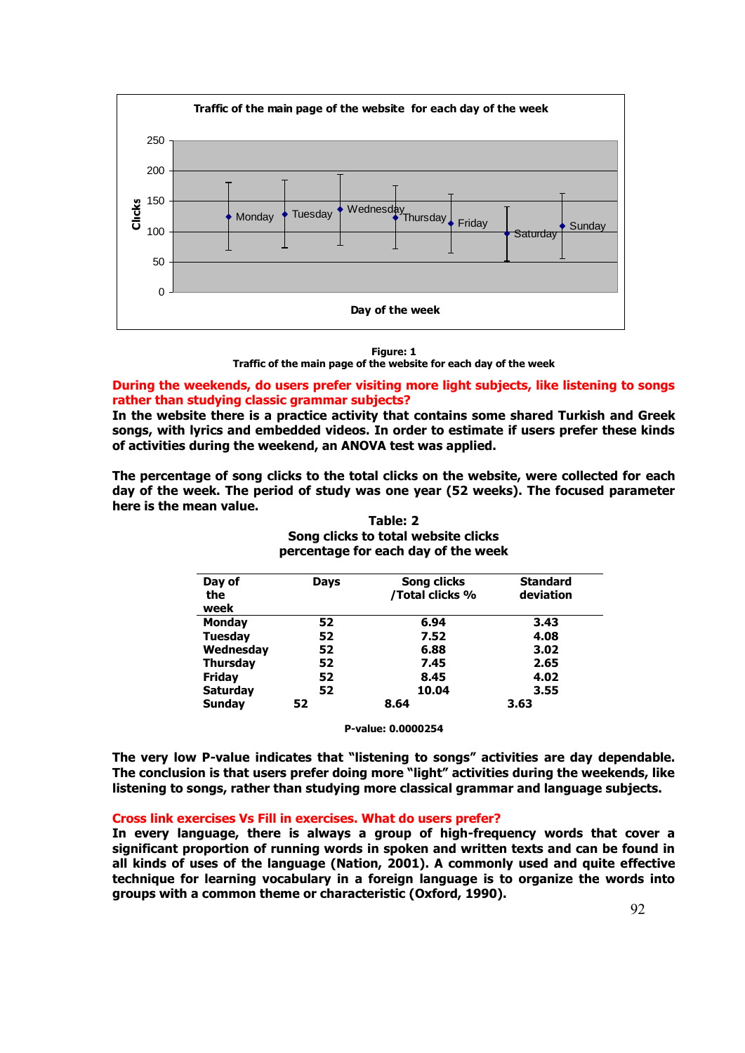Figure: 1
Traffic of the main page of the website for each day of the week

**During the weekends, do users prefer visiting more light subjects, like listening to songs rather than studying classic grammar subjects?**

**In the website there is a practice activity that contains some shared Turkish and Greek songs, with lyrics and embedded videos. In order to estimate if users prefer these kinds of activities during the weekend, an ANOVA test was applied.**

**The percentage of song clicks to the total clicks on the website, were collected for each day of the week. The period of study was one year (52 weeks). The focused parameter here is the mean value.**

**Table: 2**
**Song clicks to total website clicks percentage for each day of the week**

| Day of the week | Days | Song clicks /Total clicks % | Standard deviation |
|---|---|---|---|
| Monday | 52 | 6.94 | 3.43 |
| Tuesday | 52 | 7.52 | 4.08 |
| Wednesday | 52 | 6.88 | 3.02 |
| Thursday | 52 | 7.45 | 2.65 |
| Friday | 52 | 8.45 | 4.02 |
| Saturday | 52 | 10.04 | 3.55 |
| Sunday | 52 | 8.64 | 3.63 |

**P-value: 0.0000254**

**The very low P-value indicates that "listening to songs" activities are day dependable. The conclusion is that users prefer doing more "light" activities during the weekends, like listening to songs, rather than studying more classical grammar and language subjects.**

**Cross link exercises Vs Fill in exercises. What do users prefer?**

**In every language, there is always a group of high-frequency words that cover a significant proportion of running words in spoken and written texts and can be found in all kinds of uses of the language (Nation, 2001). A commonly used and quite effective technique for learning vocabulary in a foreign language is to organize the words into groups with a common theme or characteristic (Oxford, 1990).**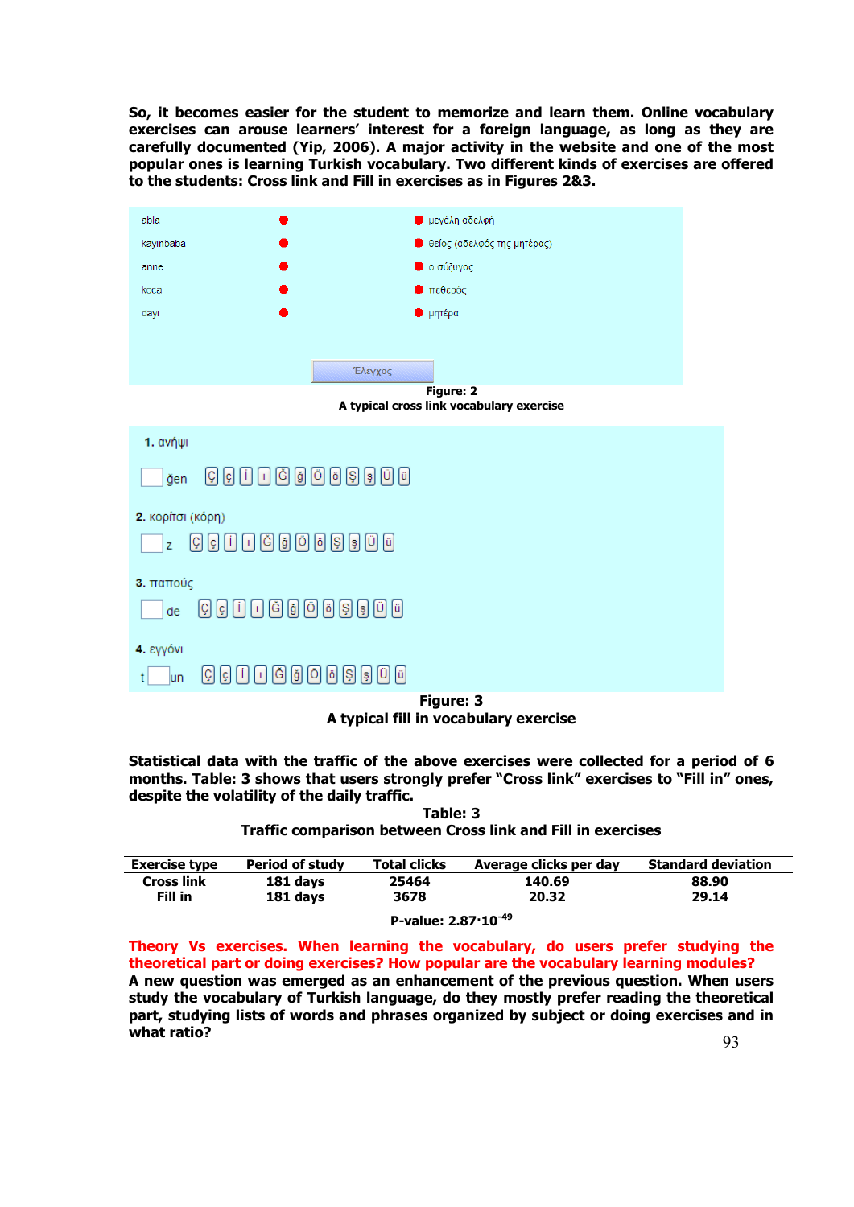So, it becomes easier for the student to memorize and learn them. Online vocabulary exercises can arouse learners' interest for a foreign language, as long as they are carefully documented (Yip, 2006). A major activity in the website and one of the most popular ones is learning Turkish vocabulary. Two different kinds of exercises are offered to the students: Cross link and Fill in exercises as in Figures 2&3.

abla | μεγάλη αδελφή
kayınbaba | θείος (αδελφός της μητέρας)
anne | ο σύζυγος
koca | πεθερός
dayı | μητέρα

Έλεγχος

**Figure: 2**
**A typical cross link vocabulary exercise**

1. ανήψι
   [ ]ğen  Ç ç İ ı Ğ ğ Ö ö Ş ş Ü ü
2. κορίτσι (κόρη)
   [ ]z  Ç ç İ ı Ğ ğ Ö ö Ş ş Ü ü
3. παπούς
   [ ]de  Ç ç İ ı Ğ ğ Ö ö Ş ş Ü ü
4. εγγόνι
   t[ ]un  Ç ç İ ı Ğ ğ Ö ö Ş ş Ü ü

**Figure: 3**
**A typical fill in vocabulary exercise**

Statistical data with the traffic of the above exercises were collected for a period of 6 months. Table: 3 shows that users strongly prefer "Cross link" exercises to "Fill in" ones, despite the volatility of the daily traffic.

**Table: 3**
**Traffic comparison between Cross link and Fill in exercises**

| Exercise type | Period of study | Total clicks | Average clicks per day | Standard deviation |
|---|---|---|---|---|
| Cross link | 181 days | 25464 | 140.69 | 88.90 |
| Fill in | 181 days | 3678 | 20.32 | 29.14 |

P-value: $2.87 \cdot 10^{-49}$

**Theory Vs exercises. When learning the vocabulary, do users prefer studying the theoretical part or doing exercises? How popular are the vocabulary learning modules?**

A new question was emerged as an enhancement of the previous question. When users study the vocabulary of Turkish language, do they mostly prefer reading the theoretical part, studying lists of words and phrases organized by subject or doing exercises and in what ratio?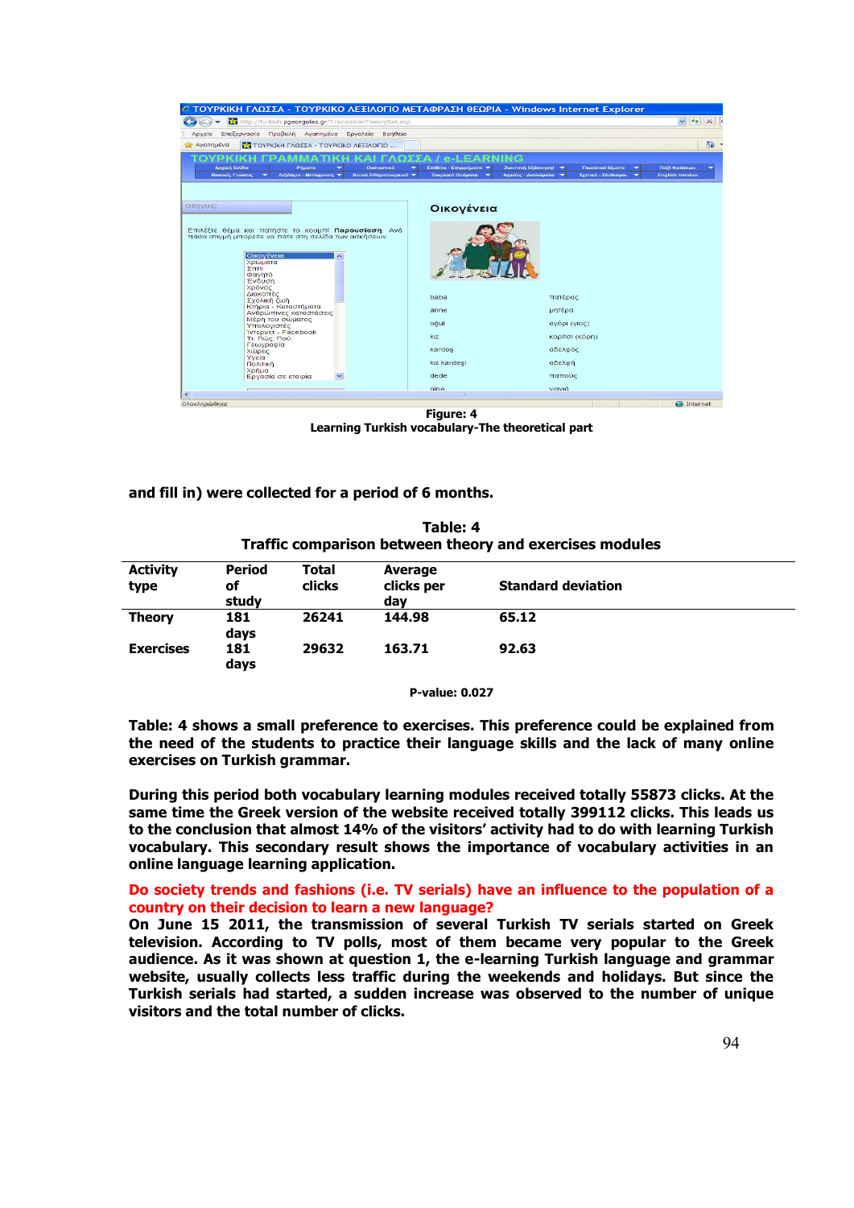**Figure: 4**
**Learning Turkish vocabulary-The theoretical part**

**and fill in) were collected for a period of 6 months.**

**Table: 4**
**Traffic comparison between theory and exercises modules**

| Activity type | Period of study | Total clicks | Average clicks per day | Standard deviation |
|---|---|---|---|---|
| Theory | 181 days | 26241 | 144.98 | 65.12 |
| Exercises | 181 days | 29632 | 163.71 | 92.63 |

**P-value: 0.027**

**Table: 4 shows a small preference to exercises. This preference could be explained from the need of the students to practice their language skills and the lack of many online exercises on Turkish grammar.**

**During this period both vocabulary learning modules received totally 55873 clicks. At the same time the Greek version of the website received totally 399112 clicks. This leads us to the conclusion that almost 14% of the visitors' activity had to do with learning Turkish vocabulary. This secondary result shows the importance of vocabulary activities in an online language learning application.**

**Do society trends and fashions (i.e. TV serials) have an influence to the population of a country on their decision to learn a new language?**

**On June 15 2011, the transmission of several Turkish TV serials started on Greek television. According to TV polls, most of them became very popular to the Greek audience. As it was shown at question 1, the e-learning Turkish language and grammar website, usually collects less traffic during the weekends and holidays. But since the Turkish serials had started, a sudden increase was observed to the number of unique visitors and the total number of clicks.**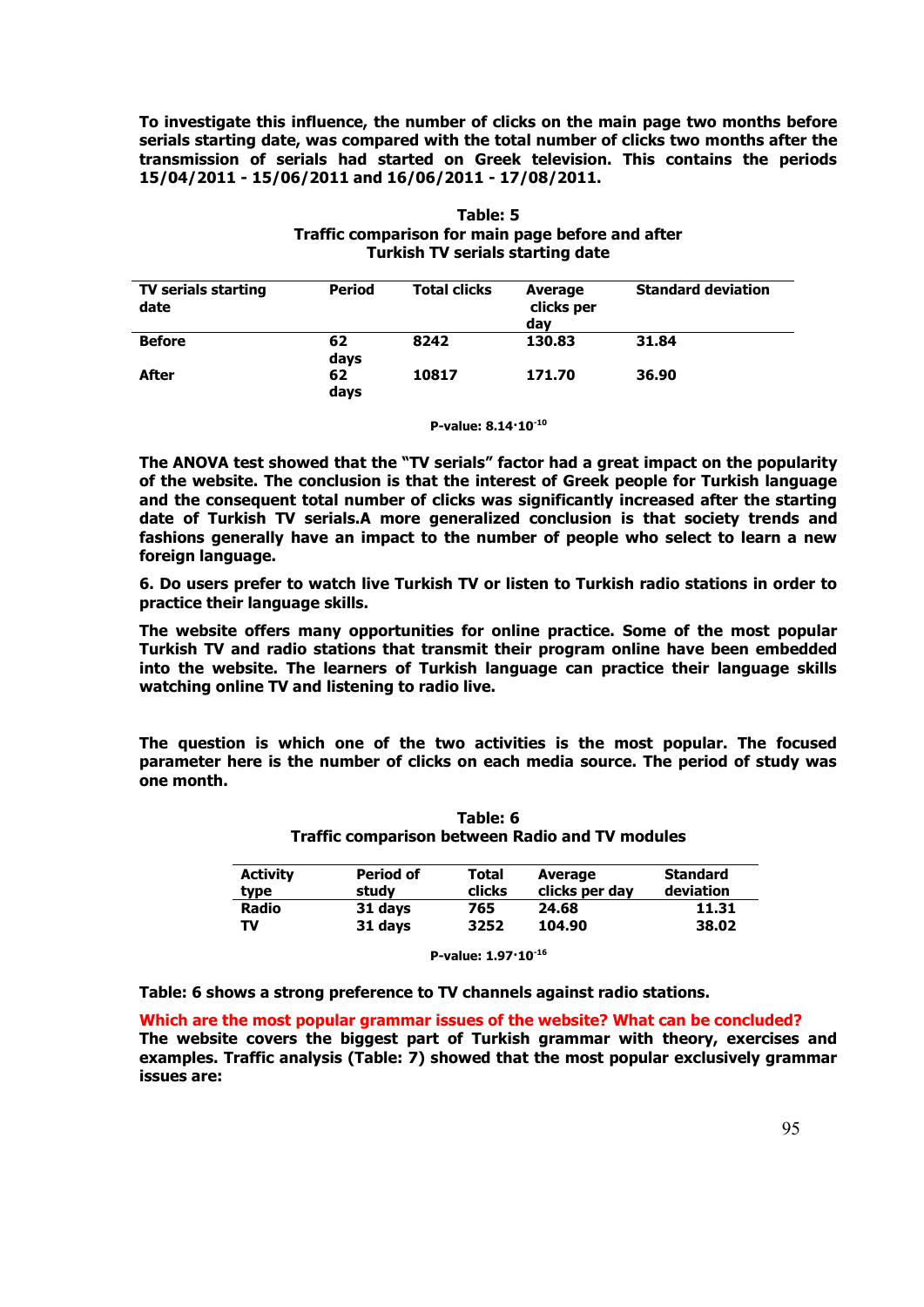**To investigate this influence, the number of clicks on the main page two months before serials starting date, was compared with the total number of clicks two months after the transmission of serials had started on Greek television. This contains the periods 15/04/2011 - 15/06/2011 and 16/06/2011 - 17/08/2011.**

**Table: 5**
**Traffic comparison for main page before and after Turkish TV serials starting date**

| TV serials starting date | Period | Total clicks | Average clicks per day | Standard deviation |
|---|---|---|---|---|
| Before | 62 days | 8242 | 130.83 | 31.84 |
| After | 62 days | 10817 | 171.70 | 36.90 |

**P-value: $8.14 \cdot 10^{-10}$**

**The ANOVA test showed that the "TV serials" factor had a great impact on the popularity of the website. The conclusion is that the interest of Greek people for Turkish language and the consequent total number of clicks was significantly increased after the starting date of Turkish TV serials.A more generalized conclusion is that society trends and fashions generally have an impact to the number of people who select to learn a new foreign language.**

**6. Do users prefer to watch live Turkish TV or listen to Turkish radio stations in order to practice their language skills.**

**The website offers many opportunities for online practice. Some of the most popular Turkish TV and radio stations that transmit their program online have been embedded into the website. The learners of Turkish language can practice their language skills watching online TV and listening to radio live.**

**The question is which one of the two activities is the most popular. The focused parameter here is the number of clicks on each media source. The period of study was one month.**

**Table: 6**
**Traffic comparison between Radio and TV modules**

| Activity type | Period of study | Total clicks | Average clicks per day | Standard deviation |
|---|---|---|---|---|
| Radio | 31 days | 765 | 24.68 | 11.31 |
| TV | 31 days | 3252 | 104.90 | 38.02 |

**P-value: $1.97 \cdot 10^{-16}$**

**Table: 6 shows a strong preference to TV channels against radio stations.**

**Which are the most popular grammar issues of the website? What can be concluded?**
**The website covers the biggest part of Turkish grammar with theory, exercises and examples. Traffic analysis (Table: 7) showed that the most popular exclusively grammar issues are:**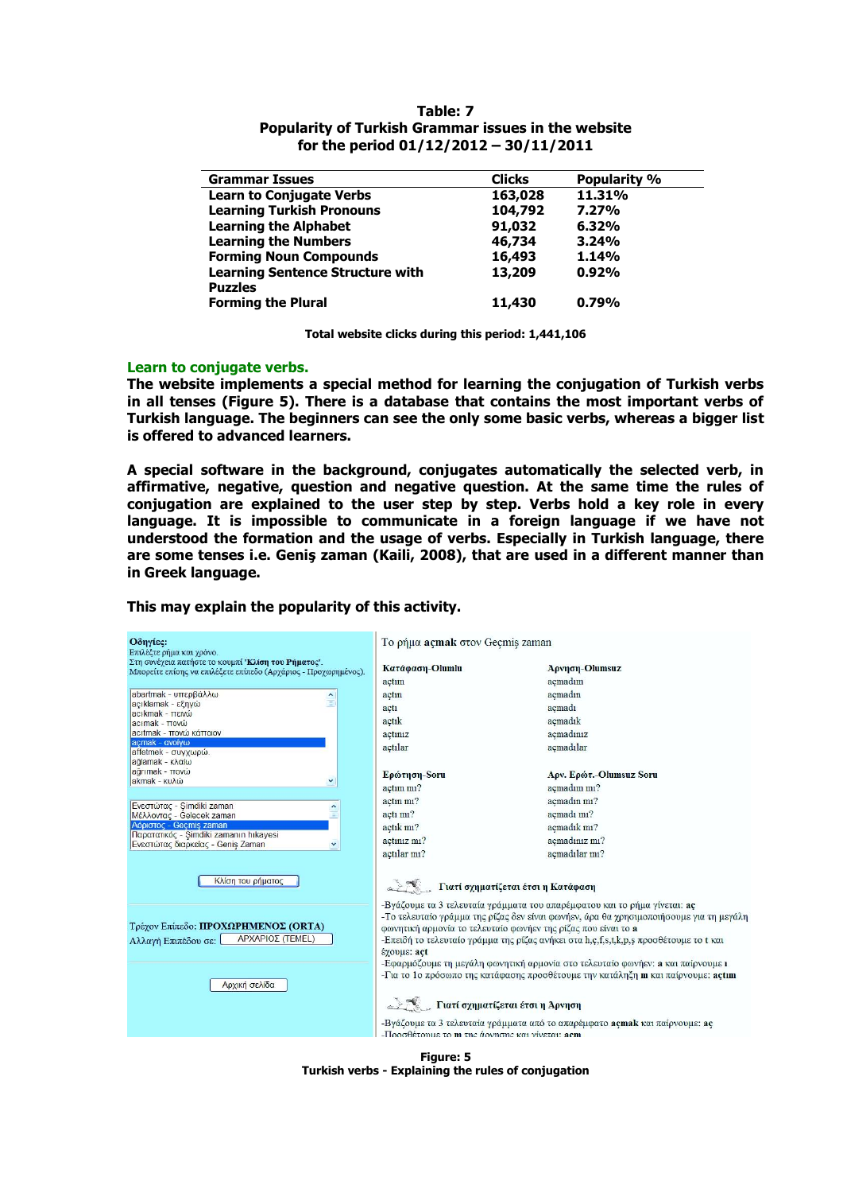**Table: 7**
**Popularity of Turkish Grammar issues in the website**
**for the period 01/12/2012 – 30/11/2011**

| Grammar Issues | Clicks | Popularity % |
|---|---|---|
| Learn to Conjugate Verbs | 163,028 | 11.31% |
| Learning Turkish Pronouns | 104,792 | 7.27% |
| Learning the Alphabet | 91,032 | 6.32% |
| Learning the Numbers | 46,734 | 3.24% |
| Forming Noun Compounds | 16,493 | 1.14% |
| Learning Sentence Structure with Puzzles | 13,209 | 0.92% |
| Forming the Plural | 11,430 | 0.79% |

**Total website clicks during this period: 1,441,106**

## Learn to conjugate verbs.

**The website implements a special method for learning the conjugation of Turkish verbs in all tenses (Figure 5). There is a database that contains the most important verbs of Turkish language. The beginners can see the only some basic verbs, whereas a bigger list is offered to advanced learners.**

**A special software in the background, conjugates automatically the selected verb, in affirmative, negative, question and negative question. At the same time the rules of conjugation are explained to the user step by step. Verbs hold a key role in every language. It is impossible to communicate in a foreign language if we have not understood the formation and the usage of verbs. Especially in Turkish language, there are some tenses i.e. Geniş zaman (Kaili, 2008), that are used in a different manner than in Greek language.**

**This may explain the popularity of this activity.**

**Figure: 5**
**Turkish verbs - Explaining the rules of conjugation**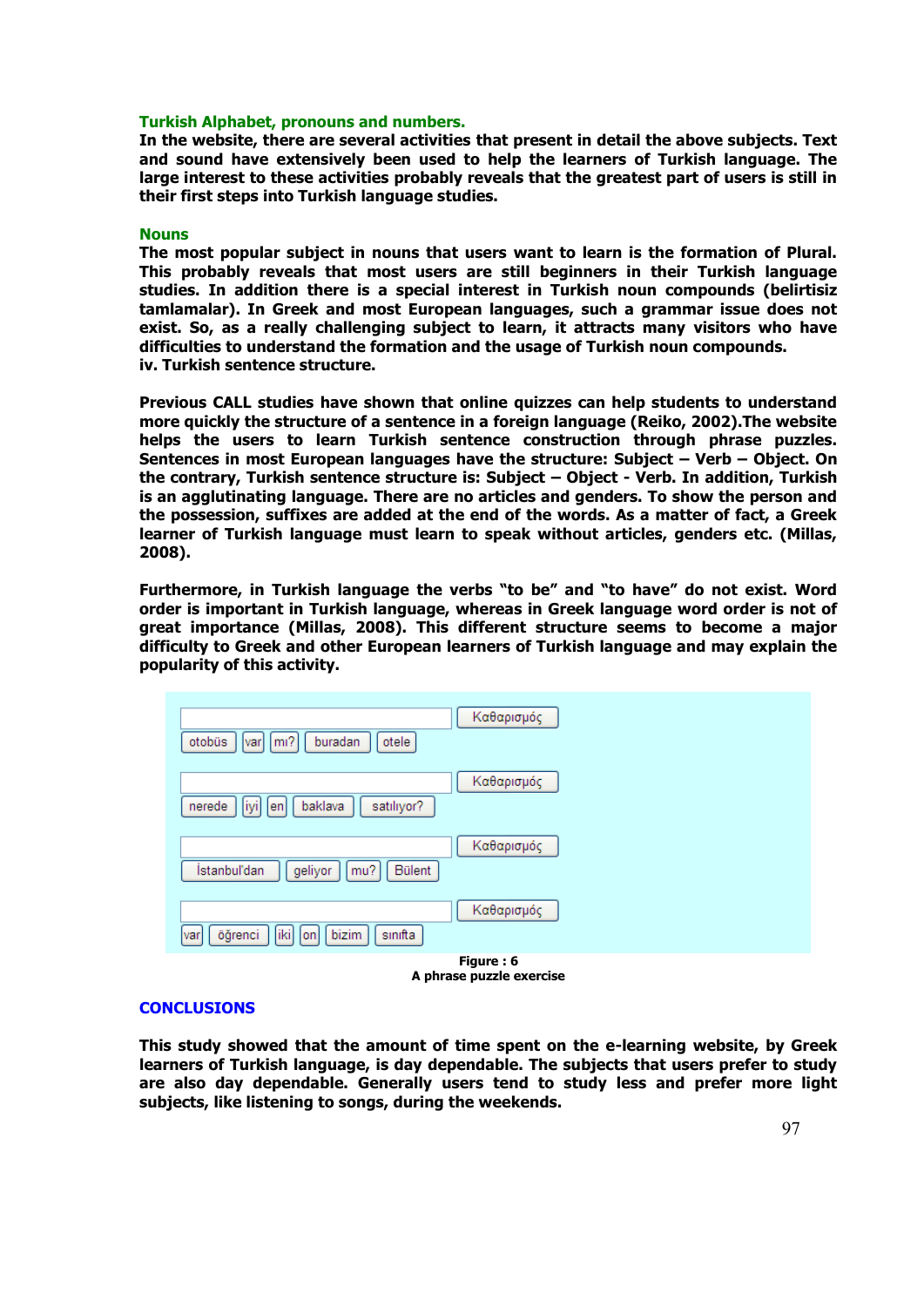**Turkish Alphabet, pronouns and numbers.**

**In the website, there are several activities that present in detail the above subjects. Text and sound have extensively been used to help the learners of Turkish language. The large interest to these activities probably reveals that the greatest part of users is still in their first steps into Turkish language studies.**

**Nouns**

**The most popular subject in nouns that users want to learn is the formation of Plural. This probably reveals that most users are still beginners in their Turkish language studies. In addition there is a special interest in Turkish noun compounds (belirtisiz tamlamalar). In Greek and most European languages, such a grammar issue does not exist. So, as a really challenging subject to learn, it attracts many visitors who have difficulties to understand the formation and the usage of Turkish noun compounds.**

**iv. Turkish sentence structure.**

**Previous CALL studies have shown that online quizzes can help students to understand more quickly the structure of a sentence in a foreign language (Reiko, 2002).The website helps the users to learn Turkish sentence construction through phrase puzzles. Sentences in most European languages have the structure: Subject – Verb – Object. On the contrary, Turkish sentence structure is: Subject – Object - Verb. In addition, Turkish is an agglutinating language. There are no articles and genders. To show the person and the possession, suffixes are added at the end of the words. As a matter of fact, a Greek learner of Turkish language must learn to speak without articles, genders etc. (Millas, 2008).**

**Furthermore, in Turkish language the verbs "to be" and "to have" do not exist. Word order is important in Turkish language, whereas in Greek language word order is not of great importance (Millas, 2008). This different structure seems to become a major difficulty to Greek and other European learners of Turkish language and may explain the popularity of this activity.**

Καθαρισμός
otobüs | var | mı? | buradan | otele

Καθαρισμός
nerede | iyi | en | baklava | satılıyor?

Καθαρισμός
İstanbul'dan | geliyor | mu? | Bülent

Καθαρισμός
var | öğrenci | iki | on | bizim | sınıfta

**Figure : 6**
**A phrase puzzle exercise**

## CONCLUSIONS

**This study showed that the amount of time spent on the e-learning website, by Greek learners of Turkish language, is day dependable. The subjects that users prefer to study are also day dependable. Generally users tend to study less and prefer more light subjects, like listening to songs, during the weekends.**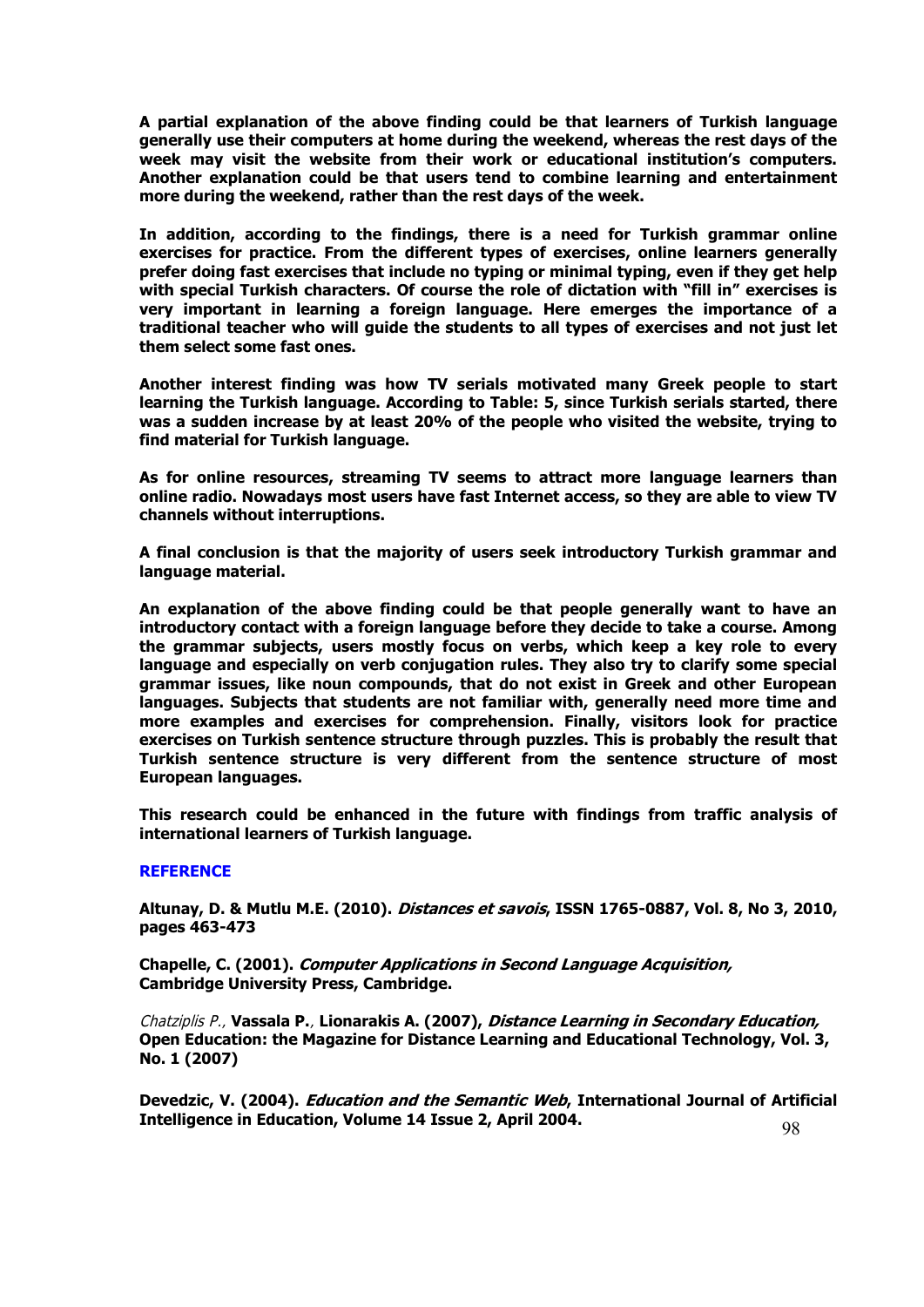**A partial explanation of the above finding could be that learners of Turkish language generally use their computers at home during the weekend, whereas the rest days of the week may visit the website from their work or educational institution's computers. Another explanation could be that users tend to combine learning and entertainment more during the weekend, rather than the rest days of the week.**

**In addition, according to the findings, there is a need for Turkish grammar online exercises for practice. From the different types of exercises, online learners generally prefer doing fast exercises that include no typing or minimal typing, even if they get help with special Turkish characters. Of course the role of dictation with "fill in" exercises is very important in learning a foreign language. Here emerges the importance of a traditional teacher who will guide the students to all types of exercises and not just let them select some fast ones.**

**Another interest finding was how TV serials motivated many Greek people to start learning the Turkish language. According to Table: 5, since Turkish serials started, there was a sudden increase by at least 20% of the people who visited the website, trying to find material for Turkish language.**

**As for online resources, streaming TV seems to attract more language learners than online radio. Nowadays most users have fast Internet access, so they are able to view TV channels without interruptions.**

**A final conclusion is that the majority of users seek introductory Turkish grammar and language material.**

**An explanation of the above finding could be that people generally want to have an introductory contact with a foreign language before they decide to take a course. Among the grammar subjects, users mostly focus on verbs, which keep a key role to every language and especially on verb conjugation rules. They also try to clarify some special grammar issues, like noun compounds, that do not exist in Greek and other European languages. Subjects that students are not familiar with, generally need more time and more examples and exercises for comprehension. Finally, visitors look for practice exercises on Turkish sentence structure through puzzles. This is probably the result that Turkish sentence structure is very different from the sentence structure of most European languages.**

**This research could be enhanced in the future with findings from traffic analysis of international learners of Turkish language.**

## REFERENCE

**Altunay, D. & Mutlu M.E. (2010). *Distances et savois*, ISSN 1765-0887, Vol. 8, No 3, 2010, pages 463-473**

**Chapelle, C. (2001). *Computer Applications in Second Language Acquisition,* Cambridge University Press, Cambridge.**

*Chatziplis P.,* **Vassala P.**, **Lionarakis A. (2007), *Distance Learning in Secondary Education,* Open Education: the Magazine for Distance Learning and Educational Technology, Vol. 3, No. 1 (2007)**

**Devedzic, V. (2004). *Education and the Semantic Web*, International Journal of Artificial Intelligence in Education, Volume 14 Issue 2, April 2004.**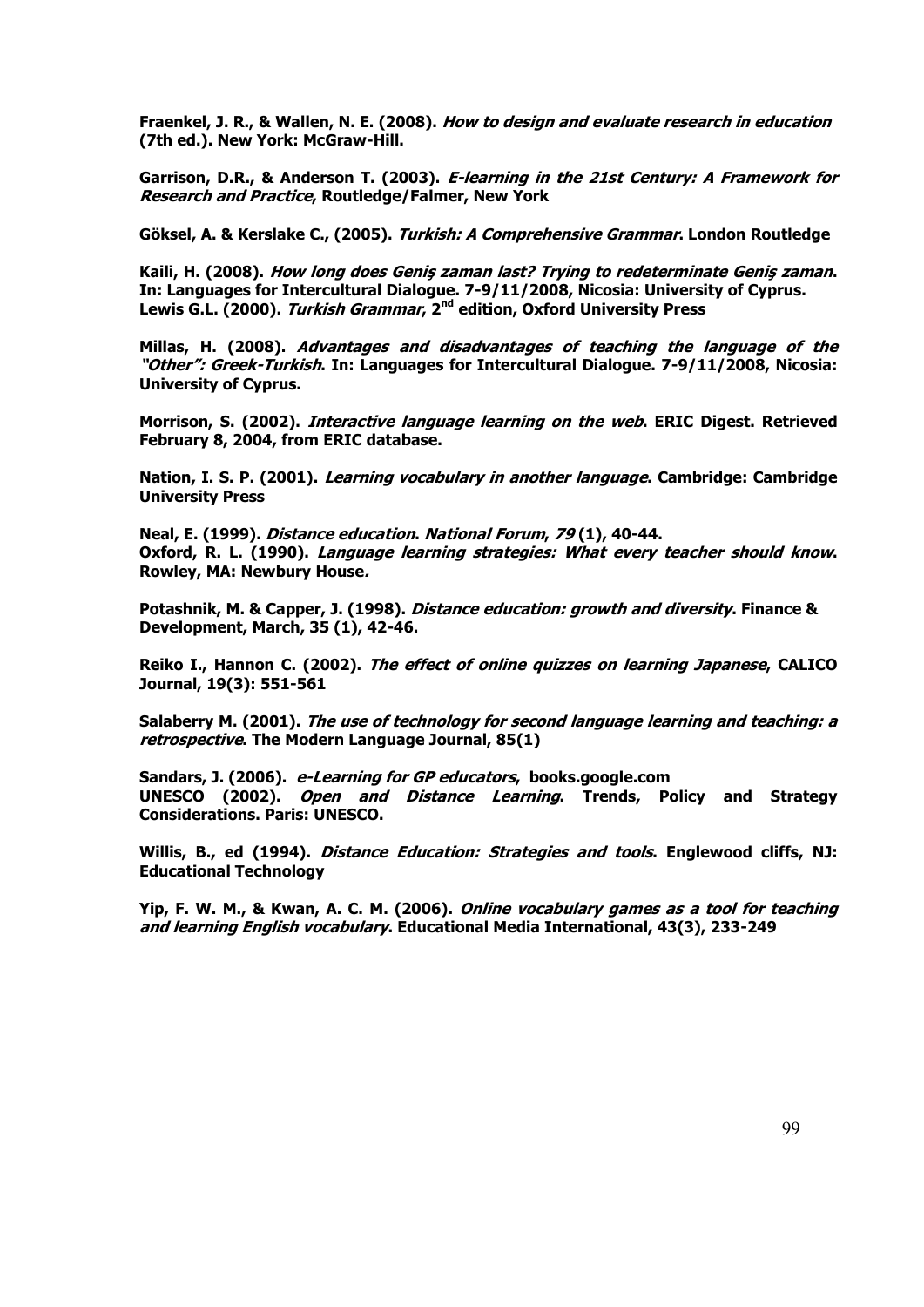**Fraenkel, J. R., & Wallen, N. E. (2008).** ***How to design and evaluate research in education*** **(7th ed.). New York: McGraw-Hill.**

**Garrison, D.R., & Anderson T. (2003).** ***E-learning in the 21st Century: A Framework for Research and Practice*****, Routledge/Falmer, New York**

**Göksel, A. & Kerslake C., (2005).** ***Turkish: A Comprehensive Grammar*****. London Routledge**

**Kaili, H. (2008).** ***How long does Geniş zaman last? Trying to redeterminate Geniş zaman*****. In: Languages for Intercultural Dialogue. 7-9/11/2008, Nicosia: University of Cyprus.**
**Lewis G.L. (2000).** ***Turkish Grammar*****, 2nd edition, Oxford University Press**

**Millas, H. (2008).** ***Advantages and disadvantages of teaching the language of the "Other": Greek-Turkish*****. In: Languages for Intercultural Dialogue. 7-9/11/2008, Nicosia: University of Cyprus.**

**Morrison, S. (2002).** ***Interactive language learning on the web*****. ERIC Digest. Retrieved February 8, 2004, from ERIC database.**

**Nation, I. S. P. (2001).** ***Learning vocabulary in another language*****. Cambridge: Cambridge University Press**

**Neal, E. (1999).** ***Distance education*****.** ***National Forum*****,** ***79*** **(1), 40-44.**
**Oxford, R. L. (1990).** ***Language learning strategies: What every teacher should know*****. Rowley, MA: Newbury House*****.***

**Potashnik, M. & Capper, J. (1998).** ***Distance education: growth and diversity*****. Finance & Development, March, 35 (1), 42-46.**

**Reiko I., Hannon C. (2002).** ***The effect of online quizzes on learning Japanese*****, CALICO Journal, 19(3): 551-561**

**Salaberry M. (2001).** ***The use of technology for second language learning and teaching: a retrospective*****. The Modern Language Journal, 85(1)**

**Sandars, J. (2006).** ***e-Learning for GP educators*****, books.google.com**
**UNESCO (2002).** ***Open and Distance Learning*****. Trends, Policy and Strategy Considerations. Paris: UNESCO.**

**Willis, B., ed (1994).** ***Distance Education: Strategies and tools*****. Englewood cliffs, NJ: Educational Technology**

**Yip, F. W. M., & Kwan, A. C. M. (2006).** ***Online vocabulary games as a tool for teaching and learning English vocabulary*****. Educational Media International, 43(3), 233-249**